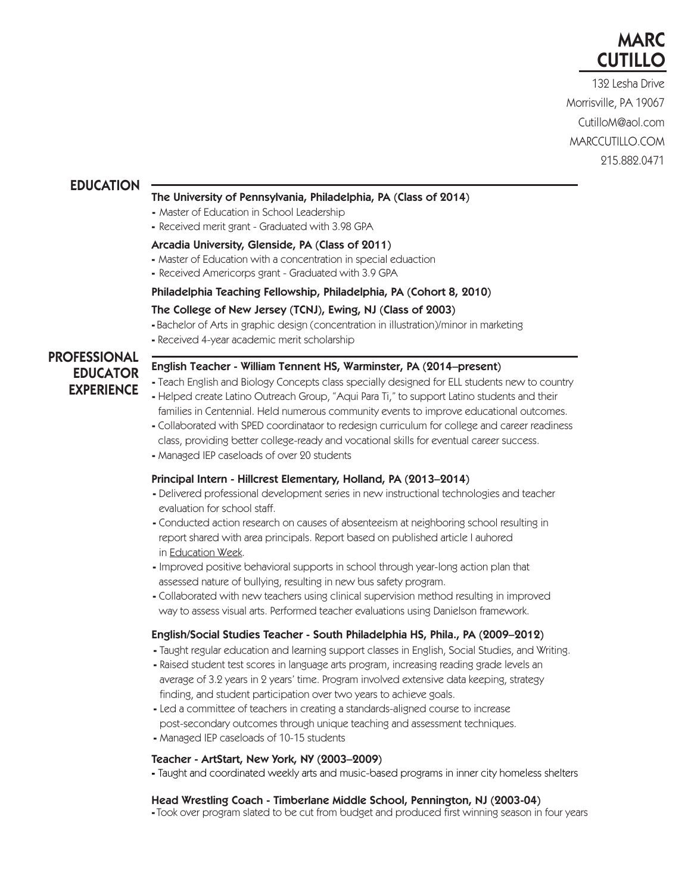# MARC CUTILLO

132 Lesha Drive
Morrisville, PA 19067
CutilloM@aol.com
MARCCUTILLO.COM
215.882.0471

## EDUCATION

**The University of Pennsylvania, Philadelphia, PA (Class of 2014)**
- Master of Education in School Leadership
- Received merit grant - Graduated with 3.98 GPA

**Arcadia University, Glenside, PA (Class of 2011)**
- Master of Education with a concentration in special eduaction
- Received Americorps grant - Graduated with 3.9 GPA

**Philadelphia Teaching Fellowship, Philadelphia, PA (Cohort 8, 2010)**

**The College of New Jersey (TCNJ), Ewing, NJ (Class of 2003)**
- Bachelor of Arts in graphic design (concentration in illustration)/minor in marketing
- Received 4-year academic merit scholarship

## PROFESSIONAL EDUCATOR EXPERIENCE

**English Teacher - William Tennent HS, Warminster, PA (2014–present)**
- Teach English and Biology Concepts class specially designed for ELL students new to country
- Helped create Latino Outreach Group, "Aqui Para Ti," to support Latino students and their families in Centennial. Held numerous community events to improve educational outcomes.
- Collaborated with SPED coordinataor to redesign curriculum for college and career readiness class, providing better college-ready and vocational skills for eventual career success.
- Managed IEP caseloads of over 20 students

**Principal Intern - Hillcrest Elementary, Holland, PA (2013–2014)**
- Delivered professional development series in new instructional technologies and teacher evaluation for school staff.
- Conducted action research on causes of absenteeism at neighboring school resulting in report shared with area principals. Report based on published article I auhored in Education Week.
- Improved positive behavioral supports in school through year-long action plan that assessed nature of bullying, resulting in new bus safety program.
- Collaborated with new teachers using clinical supervision method resulting in improved way to assess visual arts. Performed teacher evaluations using Danielson framework.

**English/Social Studies Teacher - South Philadelphia HS, Phila., PA (2009–2012)**
- Taught regular education and learning support classes in English, Social Studies, and Writing.
- Raised student test scores in language arts program, increasing reading grade levels an average of 3.2 years in 2 years' time. Program involved extensive data keeping, strategy finding, and student participation over two years to achieve goals.
- Led a committee of teachers in creating a standards-aligned course to increase post-secondary outcomes through unique teaching and assessment techniques.
- Managed IEP caseloads of 10-15 students

**Teacher - ArtStart, New York, NY (2003–2009)**
- Taught and coordinated weekly arts and music-based programs in inner city homeless shelters

**Head Wrestling Coach - Timberlane Middle School, Pennington, NJ (2003-04)**
- Took over program slated to be cut from budget and produced first winning season in four years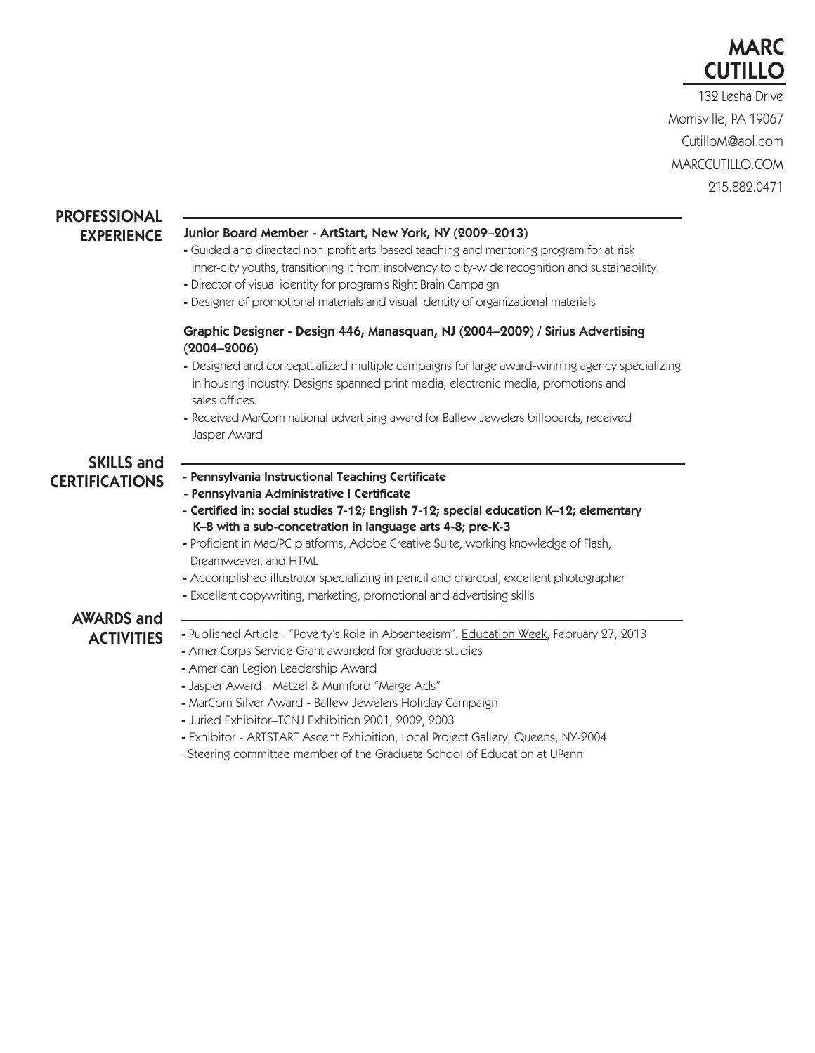# MARC CUTILLO

132 Lesha Drive
Morrisville, PA 19067
CutilloM@aol.com
MARCCUTILLO.COM
215.882.0471

## PROFESSIONAL EXPERIENCE

**Junior Board Member - ArtStart, New York, NY (2009–2013)**

- Guided and directed non-profit arts-based teaching and mentoring program for at-risk inner-city youths, transitioning it from insolvency to city-wide recognition and sustainability.
- Director of visual identity for program's Right Brain Campaign
- Designer of promotional materials and visual identity of organizational materials

**Graphic Designer - Design 446, Manasquan, NJ (2004–2009) / Sirius Advertising (2004–2006)**

- Designed and conceptualized multiple campaigns for large award-winning agency specializing in housing industry. Designs spanned print media, electronic media, promotions and sales offices.
- Received MarCom national advertising award for Ballew Jewelers billboards; received Jasper Award

## SKILLS and CERTIFICATIONS

- **Pennsylvania Instructional Teaching Certificate**
- **Pennsylvania Administrative I Certificate**
- **Certified in: social studies 7-12; English 7-12; special education K–12; elementary K–8 with a sub-concetration in language arts 4-8; pre-K-3**
- Proficient in Mac/PC platforms, Adobe Creative Suite, working knowledge of Flash, Dreamweaver, and HTML
- Accomplished illustrator specializing in pencil and charcoal, excellent photographer
- Excellent copywriting, marketing, promotional and advertising skills

## AWARDS and ACTIVITIES

- Published Article - "Poverty's Role in Absenteeism". Education Week, February 27, 2013
- AmeriCorps Service Grant awarded for graduate studies
- American Legion Leadership Award
- Jasper Award - Matzel & Mumford "Marge Ads"
- MarCom Silver Award - Ballew Jewelers Holiday Campaign
- Juried Exhibitor–TCNJ Exhibition 2001, 2002, 2003
- Exhibitor - ARTSTART Ascent Exhibition, Local Project Gallery, Queens, NY-2004
- Steering committee member of the Graduate School of Education at UPenn